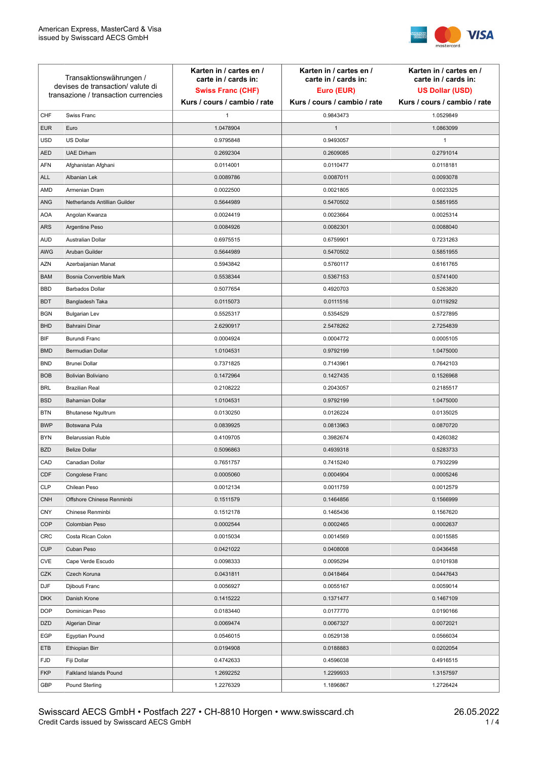American Express, MasterCard & Visa
issued by Swisscard AECS GmbH

| Transaktionswährungen / devises de transaction/ valute di transazione / transaction currencies | | Karten in / cartes en / carte in / cards in: **Swiss Franc (CHF)** Kurs / cours / cambio / rate | Karten in / cartes en / carte in / cards in: **Euro (EUR)** Kurs / cours / cambio / rate | Karten in / cartes en / carte in / cards in: **US Dollar (USD)** Kurs / cours / cambio / rate |
|---|---|---|---|---|
| CHF | Swiss Franc | 1 | 0.9843473 | 1.0529849 |
| EUR | Euro | 1.0478904 | 1 | 1.0863099 |
| USD | US Dollar | 0.9795848 | 0.9493057 | 1 |
| AED | UAE Dirham | 0.2692304 | 0.2609085 | 0.2791014 |
| AFN | Afghanistan Afghani | 0.0114001 | 0.0110477 | 0.0118181 |
| ALL | Albanian Lek | 0.0089786 | 0.0087011 | 0.0093078 |
| AMD | Armenian Dram | 0.0022500 | 0.0021805 | 0.0023325 |
| ANG | Netherlands Antillian Guilder | 0.5644989 | 0.5470502 | 0.5851955 |
| AOA | Angolan Kwanza | 0.0024419 | 0.0023664 | 0.0025314 |
| ARS | Argentine Peso | 0.0084926 | 0.0082301 | 0.0088040 |
| AUD | Australian Dollar | 0.6975515 | 0.6759901 | 0.7231263 |
| AWG | Aruban Guilder | 0.5644989 | 0.5470502 | 0.5851955 |
| AZN | Azerbaijanian Manat | 0.5943842 | 0.5760117 | 0.6161765 |
| BAM | Bosnia Convertible Mark | 0.5538344 | 0.5367153 | 0.5741400 |
| BBD | Barbados Dollar | 0.5077654 | 0.4920703 | 0.5263820 |
| BDT | Bangladesh Taka | 0.0115073 | 0.0111516 | 0.0119292 |
| BGN | Bulgarian Lev | 0.5525317 | 0.5354529 | 0.5727895 |
| BHD | Bahraini Dinar | 2.6290917 | 2.5478262 | 2.7254839 |
| BIF | Burundi Franc | 0.0004924 | 0.0004772 | 0.0005105 |
| BMD | Bermudian Dollar | 1.0104531 | 0.9792199 | 1.0475000 |
| BND | Brunei Dollar | 0.7371825 | 0.7143961 | 0.7642103 |
| BOB | Bolivian Boliviano | 0.1472964 | 0.1427435 | 0.1526968 |
| BRL | Brazilian Real | 0.2108222 | 0.2043057 | 0.2185517 |
| BSD | Bahamian Dollar | 1.0104531 | 0.9792199 | 1.0475000 |
| BTN | Bhutanese Ngultrum | 0.0130250 | 0.0126224 | 0.0135025 |
| BWP | Botswana Pula | 0.0839925 | 0.0813963 | 0.0870720 |
| BYN | Belarussian Ruble | 0.4109705 | 0.3982674 | 0.4260382 |
| BZD | Belize Dollar | 0.5096863 | 0.4939318 | 0.5283733 |
| CAD | Canadian Dollar | 0.7651757 | 0.7415240 | 0.7932299 |
| CDF | Congolese Franc | 0.0005060 | 0.0004904 | 0.0005246 |
| CLP | Chilean Peso | 0.0012134 | 0.0011759 | 0.0012579 |
| CNH | Offshore Chinese Renminbi | 0.1511579 | 0.1464856 | 0.1566999 |
| CNY | Chinese Renminbi | 0.1512178 | 0.1465436 | 0.1567620 |
| COP | Colombian Peso | 0.0002544 | 0.0002465 | 0.0002637 |
| CRC | Costa Rican Colon | 0.0015034 | 0.0014569 | 0.0015585 |
| CUP | Cuban Peso | 0.0421022 | 0.0408008 | 0.0436458 |
| CVE | Cape Verde Escudo | 0.0098333 | 0.0095294 | 0.0101938 |
| CZK | Czech Koruna | 0.0431811 | 0.0418464 | 0.0447643 |
| DJF | Djibouti Franc | 0.0056927 | 0.0055167 | 0.0059014 |
| DKK | Danish Krone | 0.1415222 | 0.1371477 | 0.1467109 |
| DOP | Dominican Peso | 0.0183440 | 0.0177770 | 0.0190166 |
| DZD | Algerian Dinar | 0.0069474 | 0.0067327 | 0.0072021 |
| EGP | Egyptian Pound | 0.0546015 | 0.0529138 | 0.0566034 |
| ETB | Ethiopian Birr | 0.0194908 | 0.0188883 | 0.0202054 |
| FJD | Fiji Dollar | 0.4742633 | 0.4596038 | 0.4916515 |
| FKP | Falkland Islands Pound | 1.2692252 | 1.2299933 | 1.3157597 |
| GBP | Pound Sterling | 1.2276329 | 1.1896867 | 1.2726424 |

Swisscard AECS GmbH • Postfach 227 • CH-8810 Horgen • www.swisscard.ch
Credit Cards issued by Swisscard AECS GmbH

26.05.2022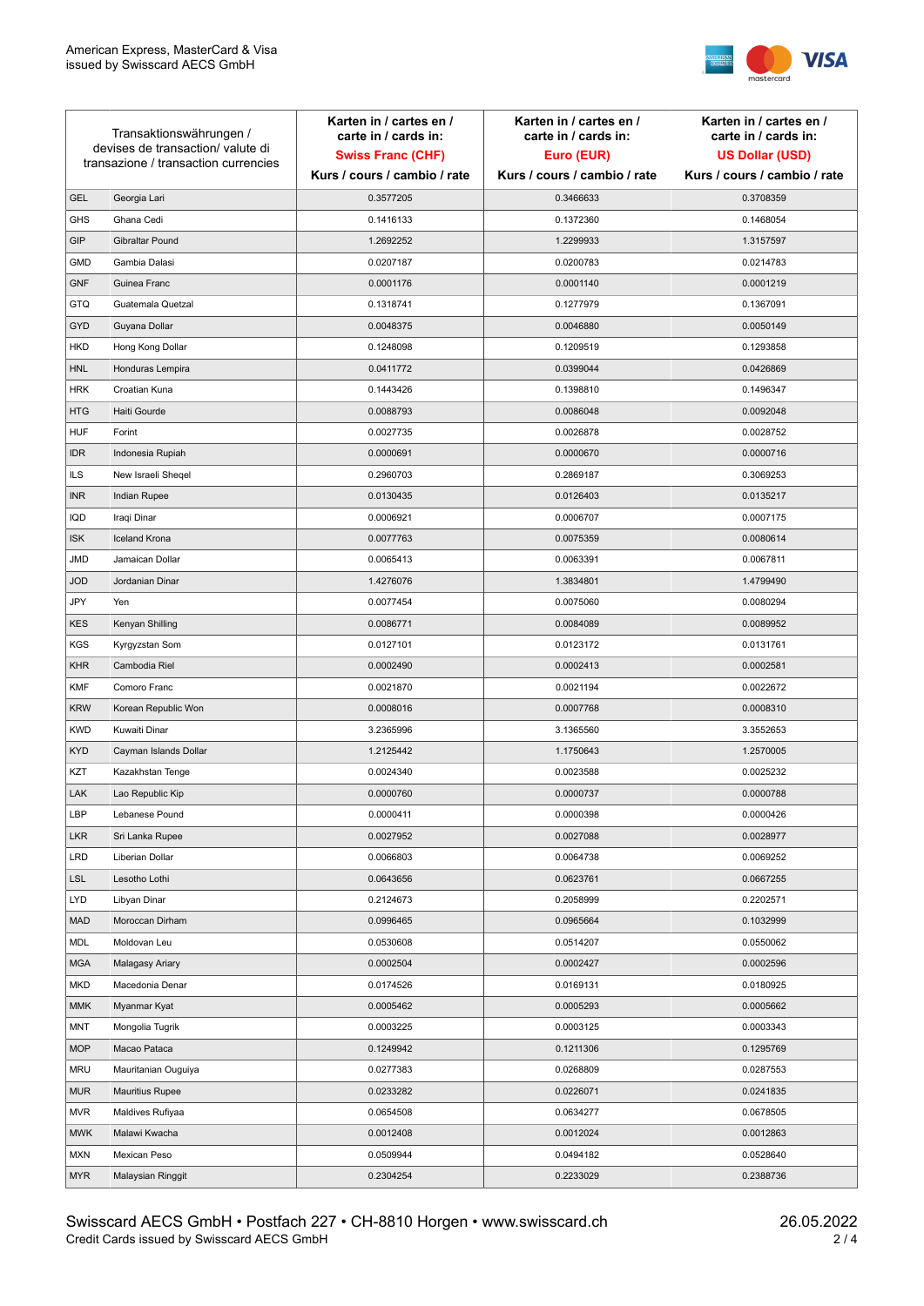| Transaktionswährungen / devises de transaction/ valute di transazione / transaction currencies | | Karten in / cartes en / carte in / cards in: Swiss Franc (CHF) Kurs / cours / cambio / rate | Karten in / cartes en / carte in / cards in: Euro (EUR) Kurs / cours / cambio / rate | Karten in / cartes en / carte in / cards in: US Dollar (USD) Kurs / cours / cambio / rate |
|---|---|---|---|---|
| GEL | Georgia Lari | 0.3577205 | 0.3466633 | 0.3708359 |
| GHS | Ghana Cedi | 0.1416133 | 0.1372360 | 0.1468054 |
| GIP | Gibraltar Pound | 1.2692252 | 1.2299933 | 1.3157597 |
| GMD | Gambia Dalasi | 0.0207187 | 0.0200783 | 0.0214783 |
| GNF | Guinea Franc | 0.0001176 | 0.0001140 | 0.0001219 |
| GTQ | Guatemala Quetzal | 0.1318741 | 0.1277979 | 0.1367091 |
| GYD | Guyana Dollar | 0.0048375 | 0.0046880 | 0.0050149 |
| HKD | Hong Kong Dollar | 0.1248098 | 0.1209519 | 0.1293858 |
| HNL | Honduras Lempira | 0.0411772 | 0.0399044 | 0.0426869 |
| HRK | Croatian Kuna | 0.1443426 | 0.1398810 | 0.1496347 |
| HTG | Haiti Gourde | 0.0088793 | 0.0086048 | 0.0092048 |
| HUF | Forint | 0.0027735 | 0.0026878 | 0.0028752 |
| IDR | Indonesia Rupiah | 0.0000691 | 0.0000670 | 0.0000716 |
| ILS | New Israeli Sheqel | 0.2960703 | 0.2869187 | 0.3069253 |
| INR | Indian Rupee | 0.0130435 | 0.0126403 | 0.0135217 |
| IQD | Iraqi Dinar | 0.0006921 | 0.0006707 | 0.0007175 |
| ISK | Iceland Krona | 0.0077763 | 0.0075359 | 0.0080614 |
| JMD | Jamaican Dollar | 0.0065413 | 0.0063391 | 0.0067811 |
| JOD | Jordanian Dinar | 1.4276076 | 1.3834801 | 1.4799490 |
| JPY | Yen | 0.0077454 | 0.0075060 | 0.0080294 |
| KES | Kenyan Shilling | 0.0086771 | 0.0084089 | 0.0089952 |
| KGS | Kyrgyzstan Som | 0.0127101 | 0.0123172 | 0.0131761 |
| KHR | Cambodia Riel | 0.0002490 | 0.0002413 | 0.0002581 |
| KMF | Comoro Franc | 0.0021870 | 0.0021194 | 0.0022672 |
| KRW | Korean Republic Won | 0.0008016 | 0.0007768 | 0.0008310 |
| KWD | Kuwaiti Dinar | 3.2365996 | 3.1365560 | 3.3552653 |
| KYD | Cayman Islands Dollar | 1.2125442 | 1.1750643 | 1.2570005 |
| KZT | Kazakhstan Tenge | 0.0024340 | 0.0023588 | 0.0025232 |
| LAK | Lao Republic Kip | 0.0000760 | 0.0000737 | 0.0000788 |
| LBP | Lebanese Pound | 0.0000411 | 0.0000398 | 0.0000426 |
| LKR | Sri Lanka Rupee | 0.0027952 | 0.0027088 | 0.0028977 |
| LRD | Liberian Dollar | 0.0066803 | 0.0064738 | 0.0069252 |
| LSL | Lesotho Lothi | 0.0643656 | 0.0623761 | 0.0667255 |
| LYD | Libyan Dinar | 0.2124673 | 0.2058999 | 0.2202571 |
| MAD | Moroccan Dirham | 0.0996465 | 0.0965664 | 0.1032999 |
| MDL | Moldovan Leu | 0.0530608 | 0.0514207 | 0.0550062 |
| MGA | Malagasy Ariary | 0.0002504 | 0.0002427 | 0.0002596 |
| MKD | Macedonia Denar | 0.0174526 | 0.0169131 | 0.0180925 |
| MMK | Myanmar Kyat | 0.0005462 | 0.0005293 | 0.0005662 |
| MNT | Mongolia Tugrik | 0.0003225 | 0.0003125 | 0.0003343 |
| MOP | Macao Pataca | 0.1249942 | 0.1211306 | 0.1295769 |
| MRU | Mauritanian Ouguiya | 0.0277383 | 0.0268809 | 0.0287553 |
| MUR | Mauritius Rupee | 0.0233282 | 0.0226071 | 0.0241835 |
| MVR | Maldives Rufiyaa | 0.0654508 | 0.0634277 | 0.0678505 |
| MWK | Malawi Kwacha | 0.0012408 | 0.0012024 | 0.0012863 |
| MXN | Mexican Peso | 0.0509944 | 0.0494182 | 0.0528640 |
| MYR | Malaysian Ringgit | 0.2304254 | 0.2233029 | 0.2388736 |

Swisscard AECS GmbH • Postfach 227 • CH-8810 Horgen • www.swisscard.ch
Credit Cards issued by Swisscard AECS GmbH

26.05.2022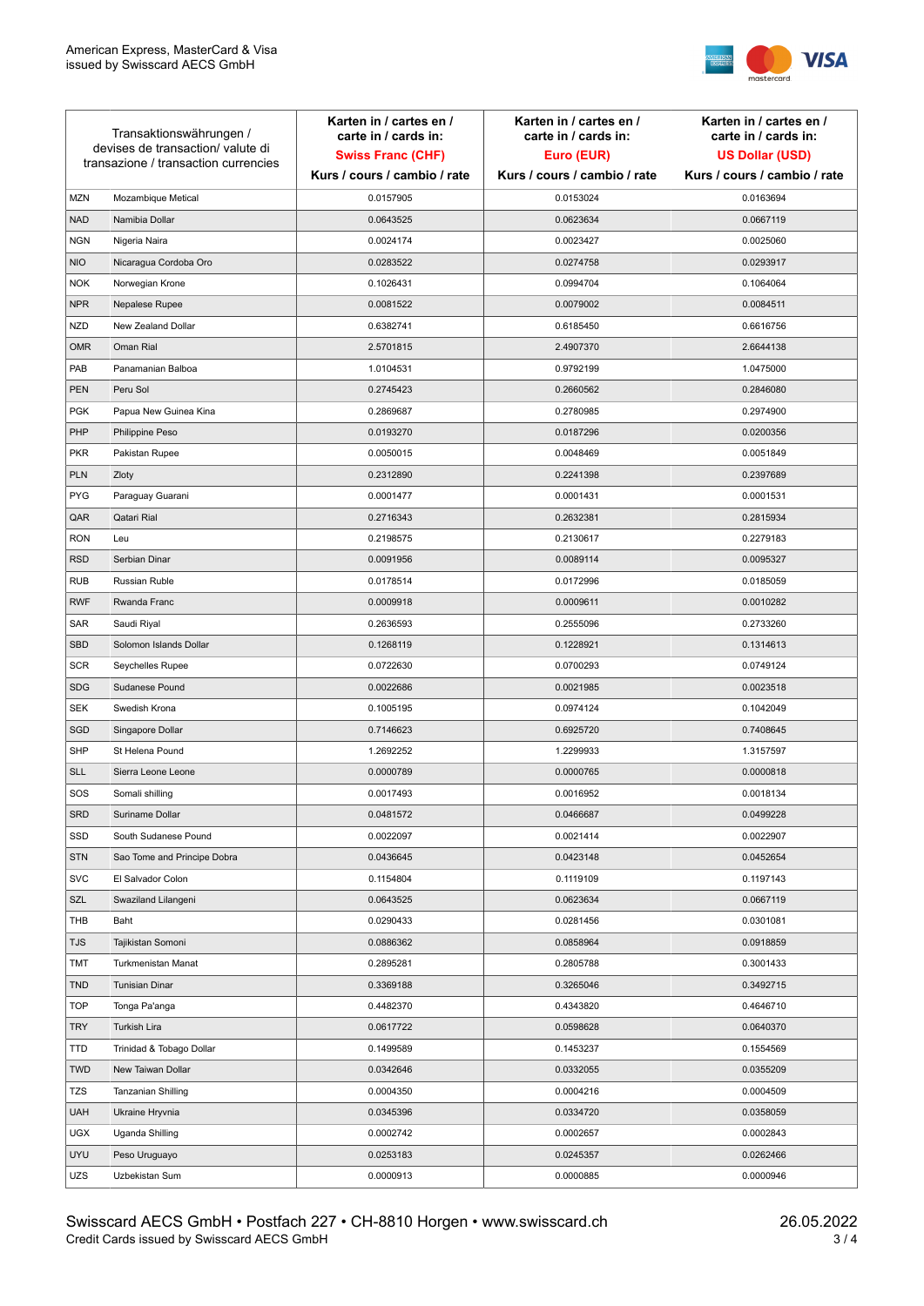| Transaktionswährungen / devises de transaction/ valute di transazione / transaction currencies | | Karten in / cartes en / carte in / cards in: **Swiss Franc (CHF)** Kurs / cours / cambio / rate | Karten in / cartes en / carte in / cards in: **Euro (EUR)** Kurs / cours / cambio / rate | Karten in / cartes en / carte in / cards in: **US Dollar (USD)** Kurs / cours / cambio / rate |
|---|---|---|---|---|
| MZN | Mozambique Metical | 0.0157905 | 0.0153024 | 0.0163694 |
| NAD | Namibia Dollar | 0.0643525 | 0.0623634 | 0.0667119 |
| NGN | Nigeria Naira | 0.0024174 | 0.0023427 | 0.0025060 |
| NIO | Nicaragua Cordoba Oro | 0.0283522 | 0.0274758 | 0.0293917 |
| NOK | Norwegian Krone | 0.1026431 | 0.0994704 | 0.1064064 |
| NPR | Nepalese Rupee | 0.0081522 | 0.0079002 | 0.0084511 |
| NZD | New Zealand Dollar | 0.6382741 | 0.6185450 | 0.6616756 |
| OMR | Oman Rial | 2.5701815 | 2.4907370 | 2.6644138 |
| PAB | Panamanian Balboa | 1.0104531 | 0.9792199 | 1.0475000 |
| PEN | Peru Sol | 0.2745423 | 0.2660562 | 0.2846080 |
| PGK | Papua New Guinea Kina | 0.2869687 | 0.2780985 | 0.2974900 |
| PHP | Philippine Peso | 0.0193270 | 0.0187296 | 0.0200356 |
| PKR | Pakistan Rupee | 0.0050015 | 0.0048469 | 0.0051849 |
| PLN | Zloty | 0.2312890 | 0.2241398 | 0.2397689 |
| PYG | Paraguay Guarani | 0.0001477 | 0.0001431 | 0.0001531 |
| QAR | Qatari Rial | 0.2716343 | 0.2632381 | 0.2815934 |
| RON | Leu | 0.2198575 | 0.2130617 | 0.2279183 |
| RSD | Serbian Dinar | 0.0091956 | 0.0089114 | 0.0095327 |
| RUB | Russian Ruble | 0.0178514 | 0.0172996 | 0.0185059 |
| RWF | Rwanda Franc | 0.0009918 | 0.0009611 | 0.0010282 |
| SAR | Saudi Riyal | 0.2636593 | 0.2555096 | 0.2733260 |
| SBD | Solomon Islands Dollar | 0.1268119 | 0.1228921 | 0.1314613 |
| SCR | Seychelles Rupee | 0.0722630 | 0.0700293 | 0.0749124 |
| SDG | Sudanese Pound | 0.0022686 | 0.0021985 | 0.0023518 |
| SEK | Swedish Krona | 0.1005195 | 0.0974124 | 0.1042049 |
| SGD | Singapore Dollar | 0.7146623 | 0.6925720 | 0.7408645 |
| SHP | St Helena Pound | 1.2692252 | 1.2299933 | 1.3157597 |
| SLL | Sierra Leone Leone | 0.0000789 | 0.0000765 | 0.0000818 |
| SOS | Somali shilling | 0.0017493 | 0.0016952 | 0.0018134 |
| SRD | Suriname Dollar | 0.0481572 | 0.0466687 | 0.0499228 |
| SSD | South Sudanese Pound | 0.0022097 | 0.0021414 | 0.0022907 |
| STN | Sao Tome and Principe Dobra | 0.0436645 | 0.0423148 | 0.0452654 |
| SVC | El Salvador Colon | 0.1154804 | 0.1119109 | 0.1197143 |
| SZL | Swaziland Lilangeni | 0.0643525 | 0.0623634 | 0.0667119 |
| THB | Baht | 0.0290433 | 0.0281456 | 0.0301081 |
| TJS | Tajikistan Somoni | 0.0886362 | 0.0858964 | 0.0918859 |
| TMT | Turkmenistan Manat | 0.2895281 | 0.2805788 | 0.3001433 |
| TND | Tunisian Dinar | 0.3369188 | 0.3265046 | 0.3492715 |
| TOP | Tonga Pa'anga | 0.4482370 | 0.4343820 | 0.4646710 |
| TRY | Turkish Lira | 0.0617722 | 0.0598628 | 0.0640370 |
| TTD | Trinidad & Tobago Dollar | 0.1499589 | 0.1453237 | 0.1554569 |
| TWD | New Taiwan Dollar | 0.0342646 | 0.0332055 | 0.0355209 |
| TZS | Tanzanian Shilling | 0.0004350 | 0.0004216 | 0.0004509 |
| UAH | Ukraine Hryvnia | 0.0345396 | 0.0334720 | 0.0358059 |
| UGX | Uganda Shilling | 0.0002742 | 0.0002657 | 0.0002843 |
| UYU | Peso Uruguayo | 0.0253183 | 0.0245357 | 0.0262466 |
| UZS | Uzbekistan Sum | 0.0000913 | 0.0000885 | 0.0000946 |

Swisscard AECS GmbH • Postfach 227 • CH-8810 Horgen • www.swisscard.ch
Credit Cards issued by Swisscard AECS GmbH

26.05.2022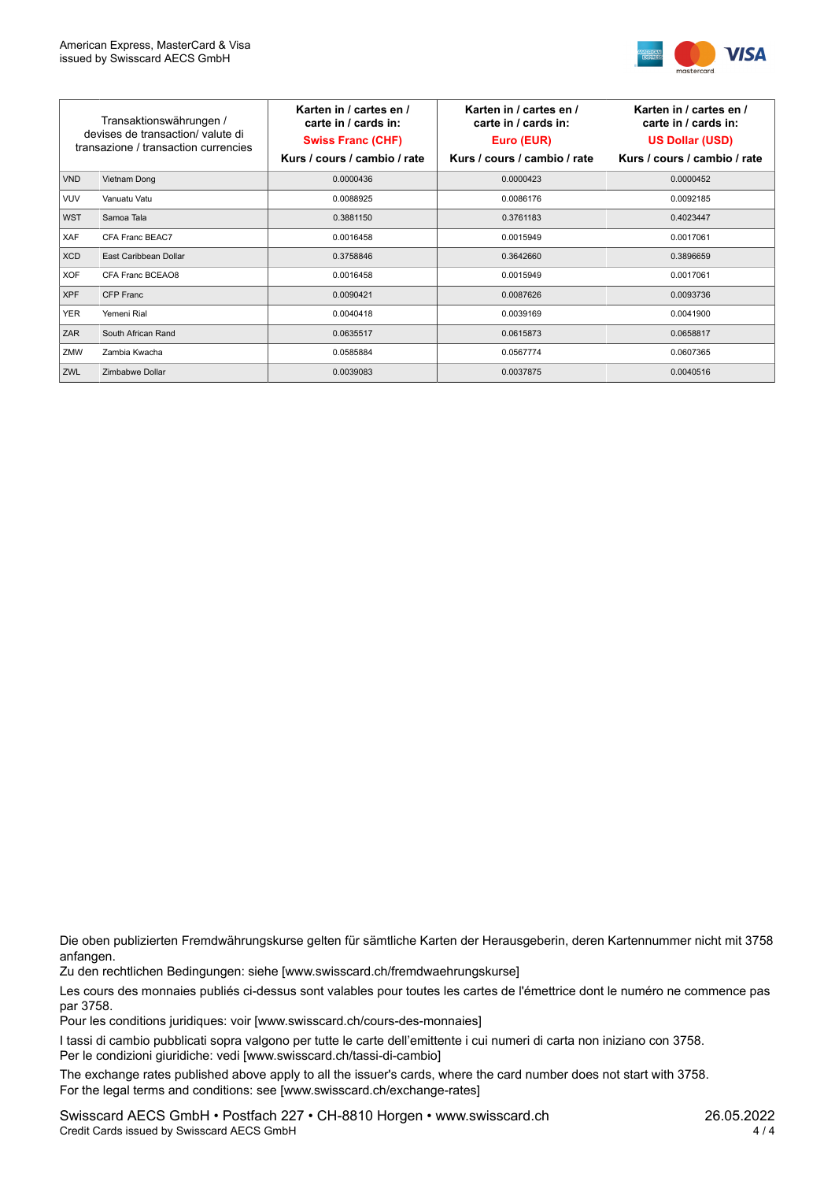| Transaktionswährungen / devises de transaction/ valute di transazione / transaction currencies | | Karten in / cartes en / carte in / cards in: **Swiss Franc (CHF)** Kurs / cours / cambio / rate | Karten in / cartes en / carte in / cards in: **Euro (EUR)** Kurs / cours / cambio / rate | Karten in / cartes en / carte in / cards in: **US Dollar (USD)** Kurs / cours / cambio / rate |
|---|---|---|---|---|
| VND | Vietnam Dong | 0.0000436 | 0.0000423 | 0.0000452 |
| VUV | Vanuatu Vatu | 0.0088925 | 0.0086176 | 0.0092185 |
| WST | Samoa Tala | 0.3881150 | 0.3761183 | 0.4023447 |
| XAF | CFA Franc BEAC7 | 0.0016458 | 0.0015949 | 0.0017061 |
| XCD | East Caribbean Dollar | 0.3758846 | 0.3642660 | 0.3896659 |
| XOF | CFA Franc BCEAO8 | 0.0016458 | 0.0015949 | 0.0017061 |
| XPF | CFP Franc | 0.0090421 | 0.0087626 | 0.0093736 |
| YER | Yemeni Rial | 0.0040418 | 0.0039169 | 0.0041900 |
| ZAR | South African Rand | 0.0635517 | 0.0615873 | 0.0658817 |
| ZMW | Zambia Kwacha | 0.0585884 | 0.0567774 | 0.0607365 |
| ZWL | Zimbabwe Dollar | 0.0039083 | 0.0037875 | 0.0040516 |

Die oben publizierten Fremdwährungskurse gelten für sämtliche Karten der Herausgeberin, deren Kartennummer nicht mit 3758 anfangen.
Zu den rechtlichen Bedingungen: siehe [www.swisscard.ch/fremdwaehrungskurse]

Les cours des monnaies publiés ci-dessus sont valables pour toutes les cartes de l'émettrice dont le numéro ne commence pas par 3758.
Pour les conditions juridiques: voir [www.swisscard.ch/cours-des-monnaies]

I tassi di cambio pubblicati sopra valgono per tutte le carte dell'emittente i cui numeri di carta non iniziano con 3758.
Per le condizioni giuridiche: vedi [www.swisscard.ch/tassi-di-cambio]

The exchange rates published above apply to all the issuer's cards, where the card number does not start with 3758.
For the legal terms and conditions: see [www.swisscard.ch/exchange-rates]

Swisscard AECS GmbH • Postfach 227 • CH-8810 Horgen • www.swisscard.ch
Credit Cards issued by Swisscard AECS GmbH

26.05.2022